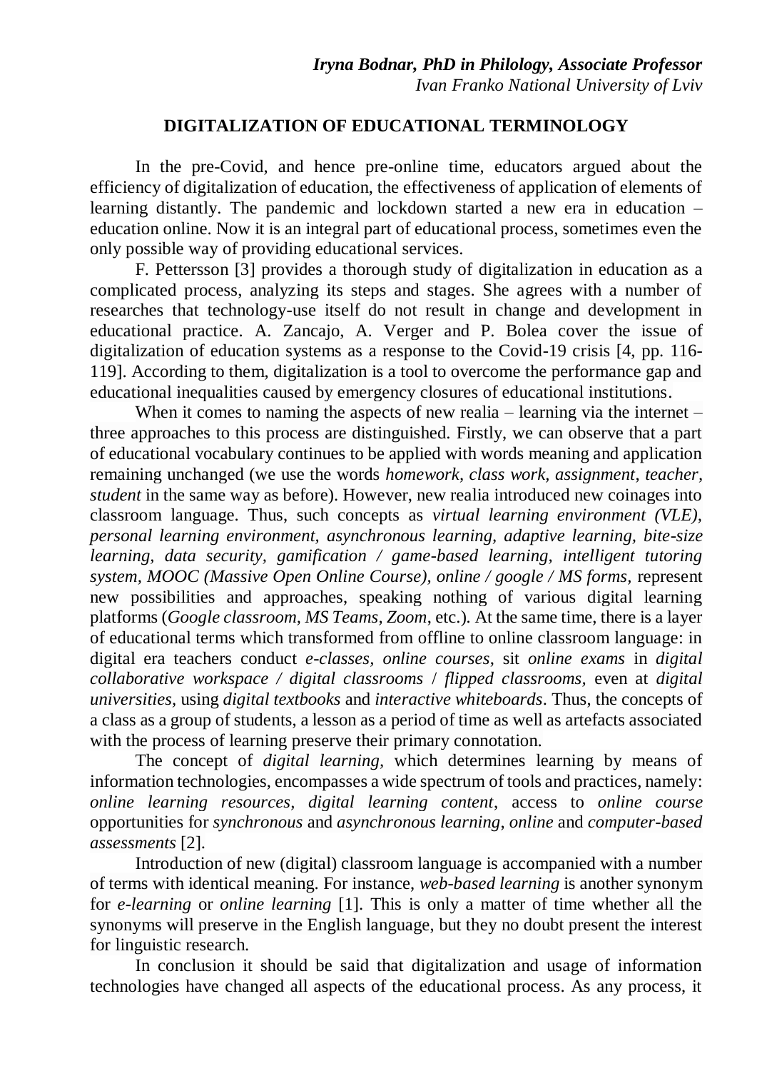***Iryna Bodnar, PhD in Philology, Associate Professor***
*Ivan Franko National University of Lviv*

# DIGITALIZATION OF EDUCATIONAL TERMINOLOGY

In the pre-Covid, and hence pre-online time, educators argued about the efficiency of digitalization of education, the effectiveness of application of elements of learning distantly. The pandemic and lockdown started a new era in education – education online. Now it is an integral part of educational process, sometimes even the only possible way of providing educational services.

F. Pettersson [3] provides a thorough study of digitalization in education as a complicated process, analyzing its steps and stages. She agrees with a number of researches that technology-use itself do not result in change and development in educational practice. A. Zancajo, A. Verger and P. Bolea cover the issue of digitalization of education systems as a response to the Covid-19 crisis [4, pp. 116-119]. According to them, digitalization is a tool to overcome the performance gap and educational inequalities caused by emergency closures of educational institutions.

When it comes to naming the aspects of new realia – learning via the internet – three approaches to this process are distinguished. Firstly, we can observe that a part of educational vocabulary continues to be applied with words meaning and application remaining unchanged (we use the words *homework, class work, assignment, teacher, student* in the same way as before). However, new realia introduced new coinages into classroom language. Thus, such concepts as *virtual learning environment (VLE), personal learning environment, asynchronous learning, adaptive learning, bite-size learning, data security, gamification / game-based learning, intelligent tutoring system, MOOC (Massive Open Online Course), online / google / MS forms,* represent new possibilities and approaches, speaking nothing of various digital learning platforms (*Google classroom, MS Teams, Zoom*, etc.). At the same time, there is a layer of educational terms which transformed from offline to online classroom language: in digital era teachers conduct *e-classes, online courses*, sit *online exams* in *digital collaborative workspace / digital classrooms* / *flipped classrooms,* even at *digital universities,* using *digital textbooks* and *interactive whiteboards*. Thus, the concepts of a class as a group of students, a lesson as a period of time as well as artefacts associated with the process of learning preserve their primary connotation.

The concept of *digital learning,* which determines learning by means of information technologies, encompasses a wide spectrum of tools and practices, namely: *online learning resources, digital learning content*, access to *online course* opportunities for *synchronous* and *asynchronous learning*, *online* and *computer-based assessments* [2].

Introduction of new (digital) classroom language is accompanied with a number of terms with identical meaning. For instance, *web-based learning* is another synonym for *e-learning* or *online learning* [1]. This is only a matter of time whether all the synonyms will preserve in the English language, but they no doubt present the interest for linguistic research.

In conclusion it should be said that digitalization and usage of information technologies have changed all aspects of the educational process. As any process, it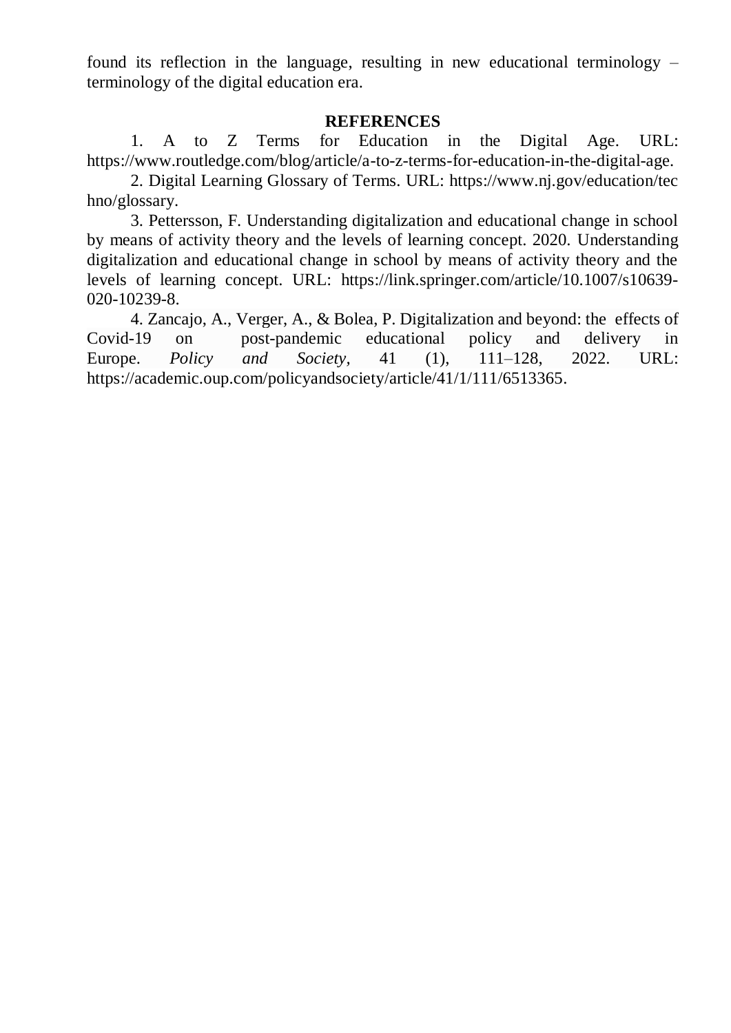found its reflection in the language, resulting in new educational terminology – terminology of the digital education era.

## REFERENCES

1. A to Z Terms for Education in the Digital Age. URL: https://www.routledge.com/blog/article/a-to-z-terms-for-education-in-the-digital-age.

2. Digital Learning Glossary of Terms. URL: https://www.nj.gov/education/techno/glossary.

3. Pettersson, F. Understanding digitalization and educational change in school by means of activity theory and the levels of learning concept. 2020. Understanding digitalization and educational change in school by means of activity theory and the levels of learning concept. URL: https://link.springer.com/article/10.1007/s10639-020-10239-8.

4. Zancajo, A., Verger, A., & Bolea, P. Digitalization and beyond: the effects of Covid-19 on post-pandemic educational policy and delivery in Europe. *Policy and Society*, 41 (1), 111–128, 2022. URL: https://academic.oup.com/policyandsociety/article/41/1/111/6513365.